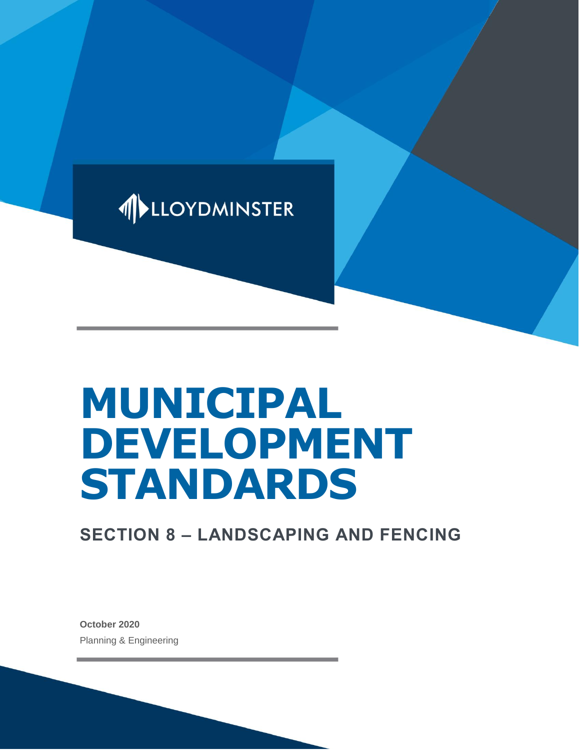LLOYDMINSTER

# MUNICIPAL DEVELOPMENT STANDARDS

## SECTION 8 – LANDSCAPING AND FENCING

**October 2020**

Planning & Engineering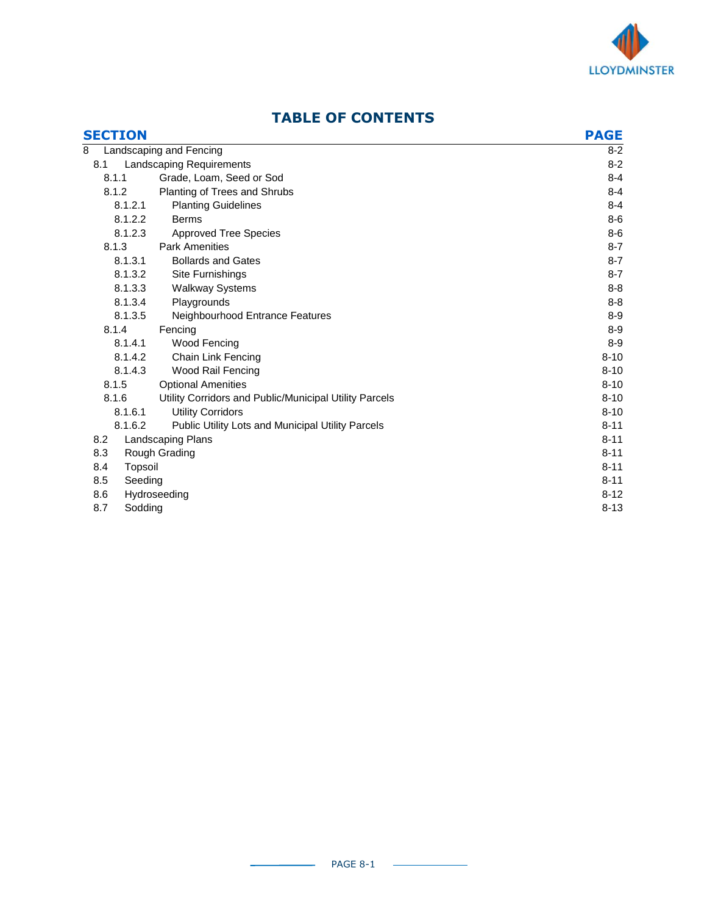# TABLE OF CONTENTS

| SECTION | | PAGE |
|---|---|---|
| 8 | Landscaping and Fencing | 8-2 |
| 8.1 | Landscaping Requirements | 8-2 |
| 8.1.1 | Grade, Loam, Seed or Sod | 8-4 |
| 8.1.2 | Planting of Trees and Shrubs | 8-4 |
| 8.1.2.1 | Planting Guidelines | 8-4 |
| 8.1.2.2 | Berms | 8-6 |
| 8.1.2.3 | Approved Tree Species | 8-6 |
| 8.1.3 | Park Amenities | 8-7 |
| 8.1.3.1 | Bollards and Gates | 8-7 |
| 8.1.3.2 | Site Furnishings | 8-7 |
| 8.1.3.3 | Walkway Systems | 8-8 |
| 8.1.3.4 | Playgrounds | 8-8 |
| 8.1.3.5 | Neighbourhood Entrance Features | 8-9 |
| 8.1.4 | Fencing | 8-9 |
| 8.1.4.1 | Wood Fencing | 8-9 |
| 8.1.4.2 | Chain Link Fencing | 8-10 |
| 8.1.4.3 | Wood Rail Fencing | 8-10 |
| 8.1.5 | Optional Amenities | 8-10 |
| 8.1.6 | Utility Corridors and Public/Municipal Utility Parcels | 8-10 |
| 8.1.6.1 | Utility Corridors | 8-10 |
| 8.1.6.2 | Public Utility Lots and Municipal Utility Parcels | 8-11 |
| 8.2 | Landscaping Plans | 8-11 |
| 8.3 | Rough Grading | 8-11 |
| 8.4 | Topsoil | 8-11 |
| 8.5 | Seeding | 8-11 |
| 8.6 | Hydroseeding | 8-12 |
| 8.7 | Sodding | 8-13 |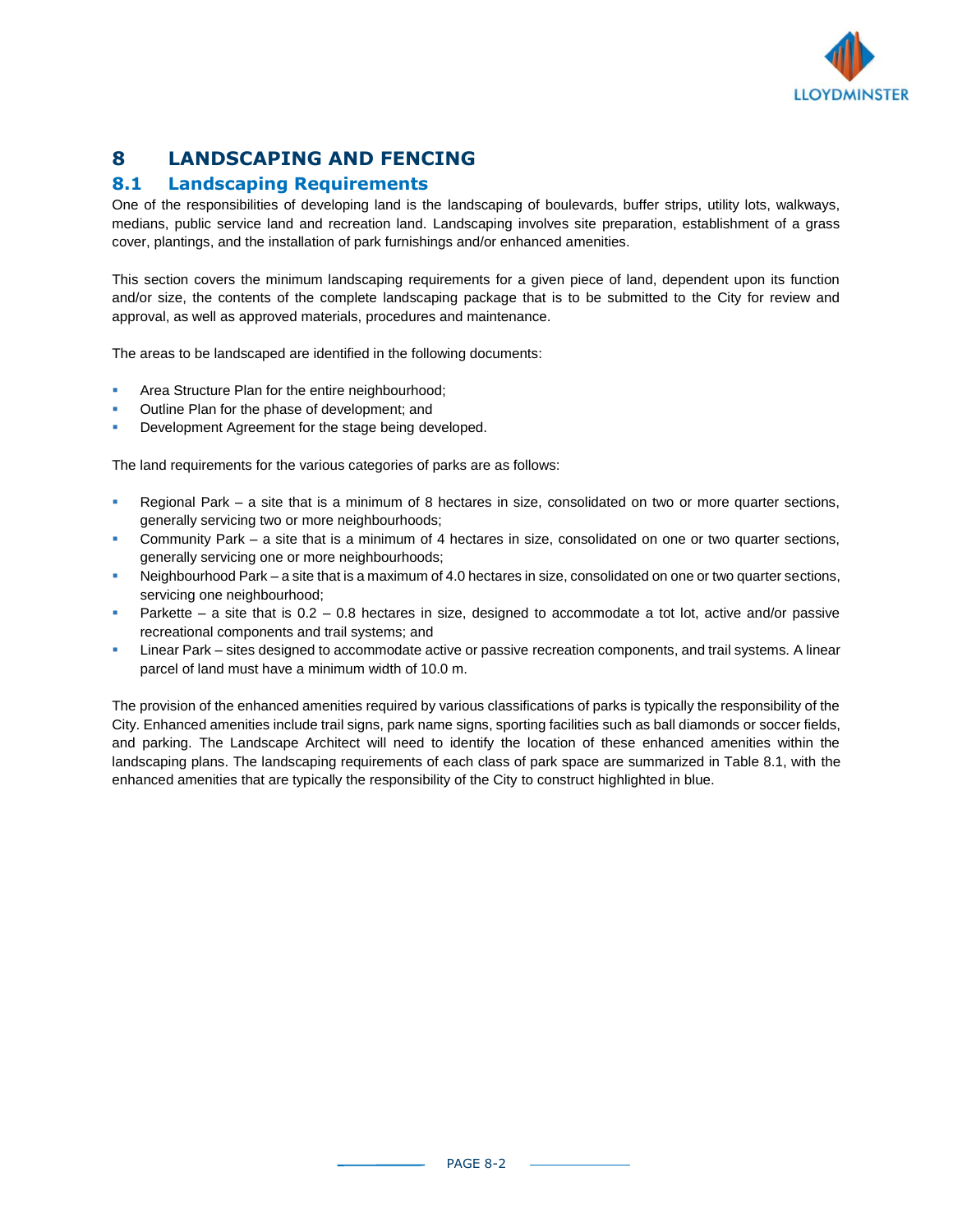# 8 LANDSCAPING AND FENCING

## 8.1 Landscaping Requirements

One of the responsibilities of developing land is the landscaping of boulevards, buffer strips, utility lots, walkways, medians, public service land and recreation land. Landscaping involves site preparation, establishment of a grass cover, plantings, and the installation of park furnishings and/or enhanced amenities.

This section covers the minimum landscaping requirements for a given piece of land, dependent upon its function and/or size, the contents of the complete landscaping package that is to be submitted to the City for review and approval, as well as approved materials, procedures and maintenance.

The areas to be landscaped are identified in the following documents:

- Area Structure Plan for the entire neighbourhood;
- Outline Plan for the phase of development; and
- Development Agreement for the stage being developed.

The land requirements for the various categories of parks are as follows:

- Regional Park – a site that is a minimum of 8 hectares in size, consolidated on two or more quarter sections, generally servicing two or more neighbourhoods;
- Community Park – a site that is a minimum of 4 hectares in size, consolidated on one or two quarter sections, generally servicing one or more neighbourhoods;
- Neighbourhood Park – a site that is a maximum of 4.0 hectares in size, consolidated on one or two quarter sections, servicing one neighbourhood;
- Parkette – a site that is 0.2 – 0.8 hectares in size, designed to accommodate a tot lot, active and/or passive recreational components and trail systems; and
- Linear Park – sites designed to accommodate active or passive recreation components, and trail systems. A linear parcel of land must have a minimum width of 10.0 m.

The provision of the enhanced amenities required by various classifications of parks is typically the responsibility of the City. Enhanced amenities include trail signs, park name signs, sporting facilities such as ball diamonds or soccer fields, and parking. The Landscape Architect will need to identify the location of these enhanced amenities within the landscaping plans. The landscaping requirements of each class of park space are summarized in Table 8.1, with the enhanced amenities that are typically the responsibility of the City to construct highlighted in blue.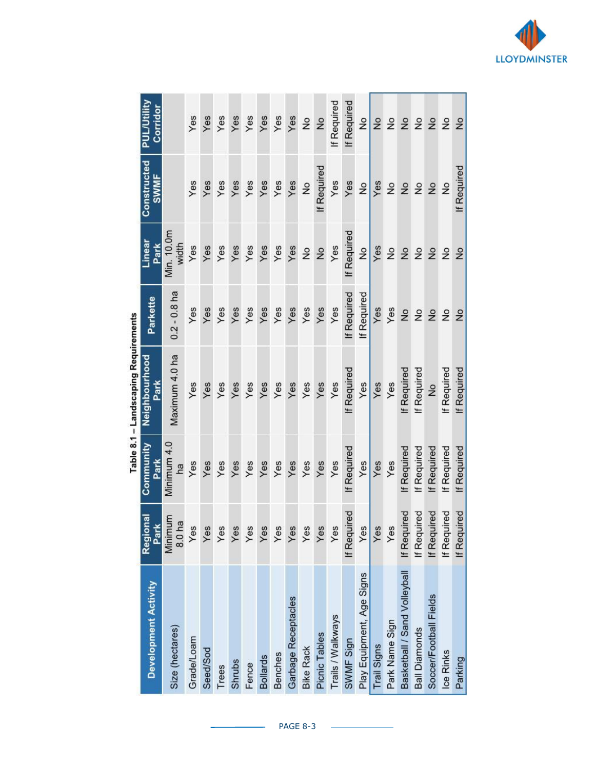**Table 8.1 – Landscaping Requirements**

| Development Activity | Regional Park | Community Park | Neighbourhood Park | Parkette | Linear Park | Constructed SWMF | PUL/Utility Corridor |
|---|---|---|---|---|---|---|---|
| Size (hectares) | Minimum 8.0 ha | Minimum 4.0 ha | Maximum 4.0 ha | 0.2 - 0.8 ha | Min. 10.0m width | | |
| Grade/Loam | Yes | Yes | Yes | Yes | Yes | Yes | Yes |
| Seed/Sod | Yes | Yes | Yes | Yes | Yes | Yes | Yes |
| Trees | Yes | Yes | Yes | Yes | Yes | Yes | Yes |
| Shrubs | Yes | Yes | Yes | Yes | Yes | Yes | Yes |
| Fence | Yes | Yes | Yes | Yes | Yes | Yes | Yes |
| Bollards | Yes | Yes | Yes | Yes | Yes | Yes | Yes |
| Benches | Yes | Yes | Yes | Yes | Yes | Yes | Yes |
| Garbage Receptacles | Yes | Yes | Yes | Yes | Yes | Yes | Yes |
| Bike Rack | Yes | Yes | Yes | Yes | No | No | No |
| Picnic Tables | Yes | Yes | Yes | Yes | No | If Required | No |
| Trails / Walkways | Yes | Yes | Yes | Yes | Yes | Yes | If Required |
| SWMF Sign | If Required | If Required | If Required | If Required | If Required | Yes | If Required |
| Play Equipment, Age Signs | Yes | Yes | Yes | If Required | No | No | No |
| Trail Signs | Yes | Yes | Yes | Yes | Yes | Yes | No |
| Park Name Sign | Yes | Yes | Yes | Yes | No | No | No |
| Basketball / Sand Volleyball | If Required | If Required | If Required | No | No | No | No |
| Ball Diamonds | If Required | If Required | If Required | No | No | No | No |
| Soccer/Football Fields | If Required | If Required | No | No | No | No | No |
| Ice Rinks | If Required | If Required | If Required | No | No | No | No |
| Parking | If Required | If Required | If Required | No | No | If Required | No |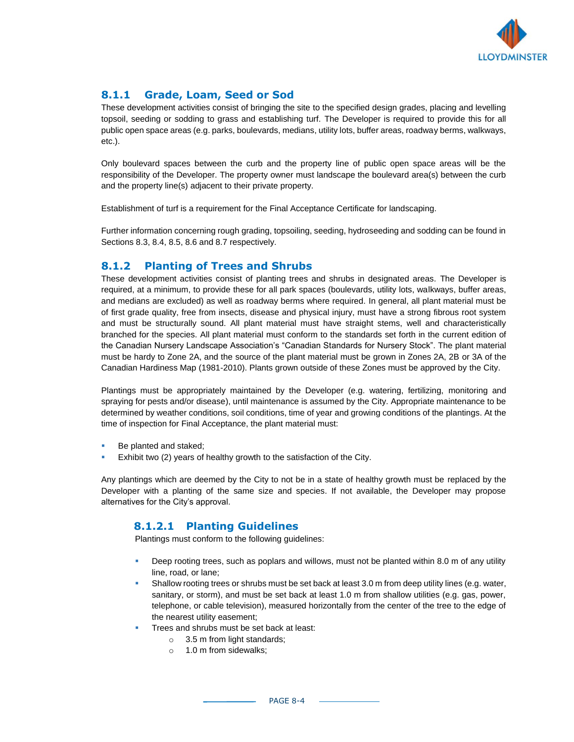### 8.1.1 Grade, Loam, Seed or Sod

These development activities consist of bringing the site to the specified design grades, placing and levelling topsoil, seeding or sodding to grass and establishing turf. The Developer is required to provide this for all public open space areas (e.g. parks, boulevards, medians, utility lots, buffer areas, roadway berms, walkways, etc.).

Only boulevard spaces between the curb and the property line of public open space areas will be the responsibility of the Developer. The property owner must landscape the boulevard area(s) between the curb and the property line(s) adjacent to their private property.

Establishment of turf is a requirement for the Final Acceptance Certificate for landscaping.

Further information concerning rough grading, topsoiling, seeding, hydroseeding and sodding can be found in Sections 8.3, 8.4, 8.5, 8.6 and 8.7 respectively.

### 8.1.2 Planting of Trees and Shrubs

These development activities consist of planting trees and shrubs in designated areas. The Developer is required, at a minimum, to provide these for all park spaces (boulevards, utility lots, walkways, buffer areas, and medians are excluded) as well as roadway berms where required. In general, all plant material must be of first grade quality, free from insects, disease and physical injury, must have a strong fibrous root system and must be structurally sound. All plant material must have straight stems, well and characteristically branched for the species. All plant material must conform to the standards set forth in the current edition of the Canadian Nursery Landscape Association's "Canadian Standards for Nursery Stock". The plant material must be hardy to Zone 2A, and the source of the plant material must be grown in Zones 2A, 2B or 3A of the Canadian Hardiness Map (1981-2010). Plants grown outside of these Zones must be approved by the City.

Plantings must be appropriately maintained by the Developer (e.g. watering, fertilizing, monitoring and spraying for pests and/or disease), until maintenance is assumed by the City. Appropriate maintenance to be determined by weather conditions, soil conditions, time of year and growing conditions of the plantings. At the time of inspection for Final Acceptance, the plant material must:

- Be planted and staked;
- Exhibit two (2) years of healthy growth to the satisfaction of the City.

Any plantings which are deemed by the City to not be in a state of healthy growth must be replaced by the Developer with a planting of the same size and species. If not available, the Developer may propose alternatives for the City's approval.

#### 8.1.2.1 Planting Guidelines

Plantings must conform to the following guidelines:

- Deep rooting trees, such as poplars and willows, must not be planted within 8.0 m of any utility line, road, or lane;
- Shallow rooting trees or shrubs must be set back at least 3.0 m from deep utility lines (e.g. water, sanitary, or storm), and must be set back at least 1.0 m from shallow utilities (e.g. gas, power, telephone, or cable television), measured horizontally from the center of the tree to the edge of the nearest utility easement;
- Trees and shrubs must be set back at least:
  - 3.5 m from light standards;
  - 1.0 m from sidewalks;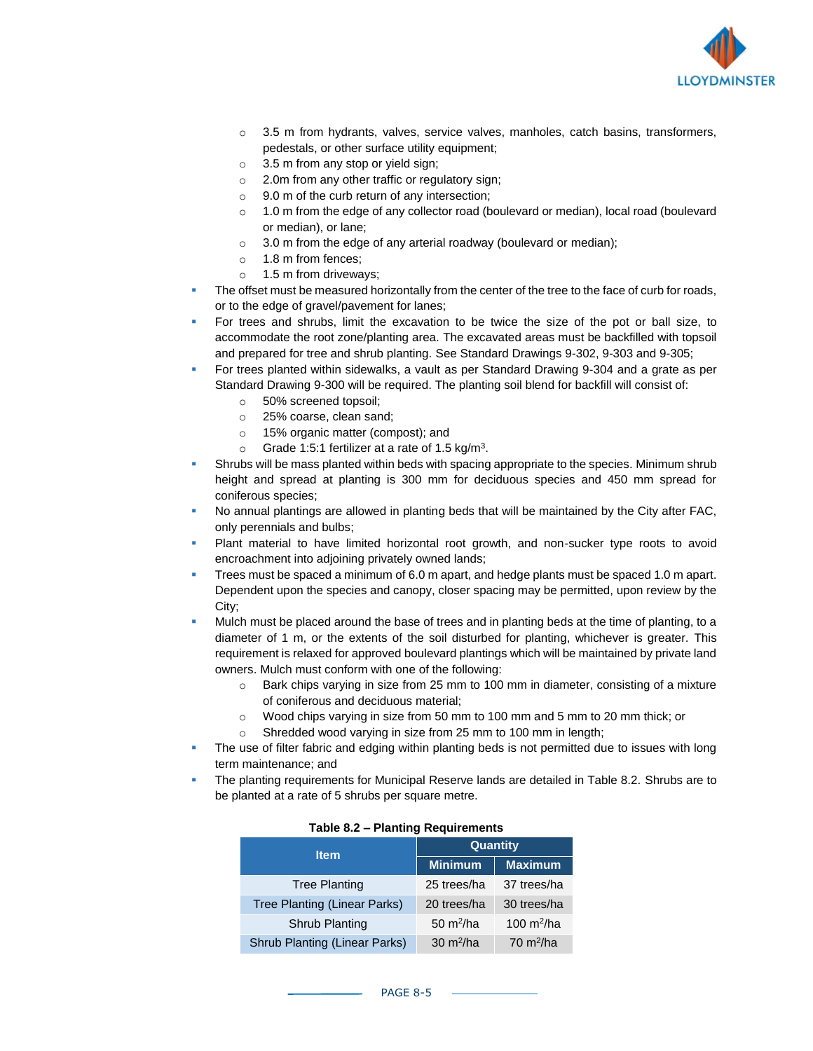- 3.5 m from hydrants, valves, service valves, manholes, catch basins, transformers, pedestals, or other surface utility equipment;
    - 3.5 m from any stop or yield sign;
    - 2.0m from any other traffic or regulatory sign;
    - 9.0 m of the curb return of any intersection;
    - 1.0 m from the edge of any collector road (boulevard or median), local road (boulevard or median), or lane;
    - 3.0 m from the edge of any arterial roadway (boulevard or median);
    - 1.8 m from fences;
    - 1.5 m from driveways;
- The offset must be measured horizontally from the center of the tree to the face of curb for roads, or to the edge of gravel/pavement for lanes;
- For trees and shrubs, limit the excavation to be twice the size of the pot or ball size, to accommodate the root zone/planting area. The excavated areas must be backfilled with topsoil and prepared for tree and shrub planting. See Standard Drawings 9-302, 9-303 and 9-305;
- For trees planted within sidewalks, a vault as per Standard Drawing 9-304 and a grate as per Standard Drawing 9-300 will be required. The planting soil blend for backfill will consist of:
    - 50% screened topsoil;
    - 25% coarse, clean sand;
    - 15% organic matter (compost); and
    - Grade 1:5:1 fertilizer at a rate of 1.5 kg/m$^3$.
- Shrubs will be mass planted within beds with spacing appropriate to the species. Minimum shrub height and spread at planting is 300 mm for deciduous species and 450 mm spread for coniferous species;
- No annual plantings are allowed in planting beds that will be maintained by the City after FAC, only perennials and bulbs;
- Plant material to have limited horizontal root growth, and non-sucker type roots to avoid encroachment into adjoining privately owned lands;
- Trees must be spaced a minimum of 6.0 m apart, and hedge plants must be spaced 1.0 m apart. Dependent upon the species and canopy, closer spacing may be permitted, upon review by the City;
- Mulch must be placed around the base of trees and in planting beds at the time of planting, to a diameter of 1 m, or the extents of the soil disturbed for planting, whichever is greater. This requirement is relaxed for approved boulevard plantings which will be maintained by private land owners. Mulch must conform with one of the following:
    - Bark chips varying in size from 25 mm to 100 mm in diameter, consisting of a mixture of coniferous and deciduous material;
    - Wood chips varying in size from 50 mm to 100 mm and 5 mm to 20 mm thick; or
    - Shredded wood varying in size from 25 mm to 100 mm in length;
- The use of filter fabric and edging within planting beds is not permitted due to issues with long term maintenance; and
- The planting requirements for Municipal Reserve lands are detailed in Table 8.2. Shrubs are to be planted at a rate of 5 shrubs per square metre.

**Table 8.2 – Planting Requirements**

| Item | Quantity | |
|---|---|---|
| | Minimum | Maximum |
| Tree Planting | 25 trees/ha | 37 trees/ha |
| Tree Planting (Linear Parks) | 20 trees/ha | 30 trees/ha |
| Shrub Planting | 50 m$^2$/ha | 100 m$^2$/ha |
| Shrub Planting (Linear Parks) | 30 m$^2$/ha | 70 m$^2$/ha |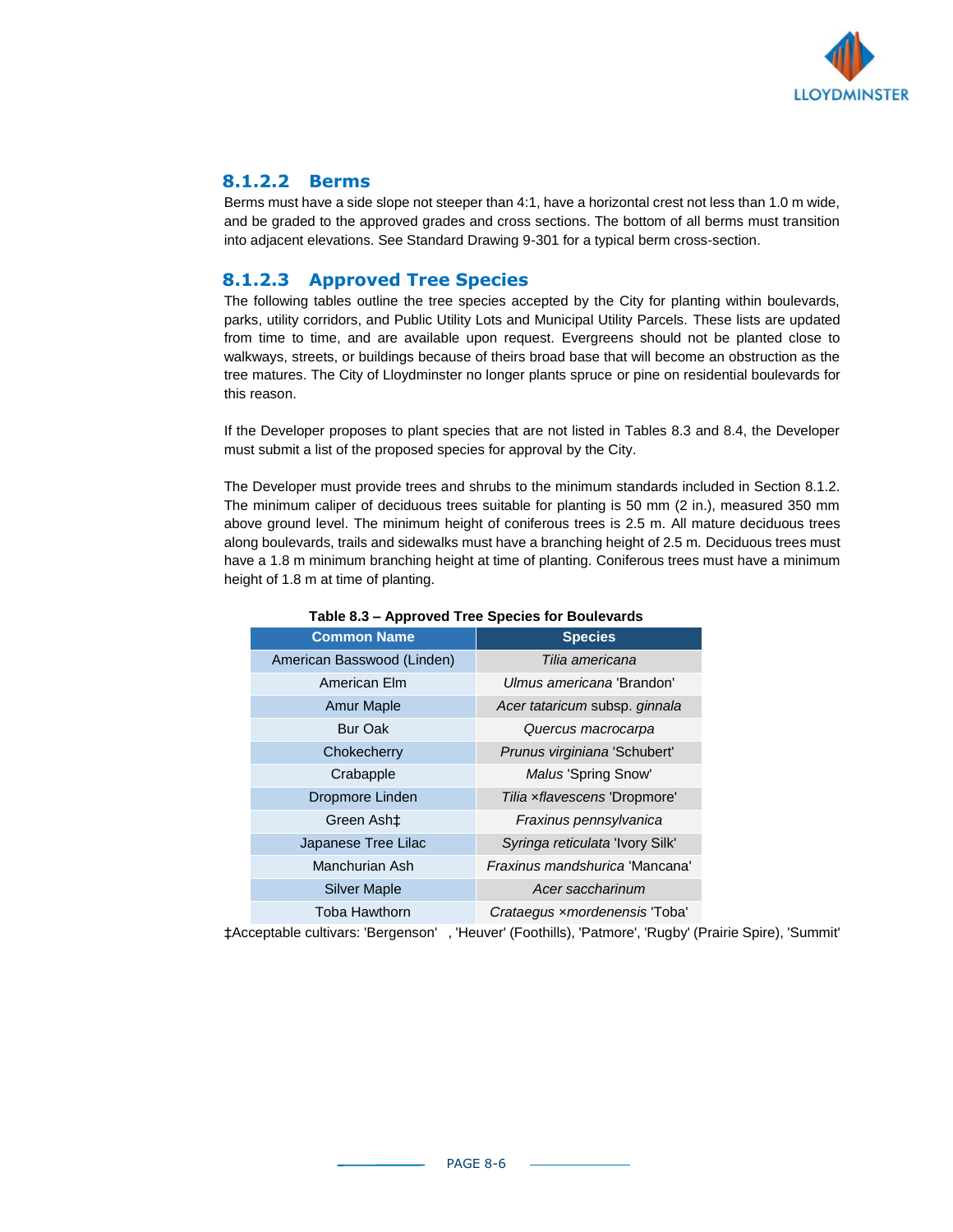#### 8.1.2.2 Berms

Berms must have a side slope not steeper than 4:1, have a horizontal crest not less than 1.0 m wide, and be graded to the approved grades and cross sections. The bottom of all berms must transition into adjacent elevations. See Standard Drawing 9-301 for a typical berm cross-section.

#### 8.1.2.3 Approved Tree Species

The following tables outline the tree species accepted by the City for planting within boulevards, parks, utility corridors, and Public Utility Lots and Municipal Utility Parcels. These lists are updated from time to time, and are available upon request. Evergreens should not be planted close to walkways, streets, or buildings because of theirs broad base that will become an obstruction as the tree matures. The City of Lloydminster no longer plants spruce or pine on residential boulevards for this reason.

If the Developer proposes to plant species that are not listed in Tables 8.3 and 8.4, the Developer must submit a list of the proposed species for approval by the City.

The Developer must provide trees and shrubs to the minimum standards included in Section 8.1.2. The minimum caliper of deciduous trees suitable for planting is 50 mm (2 in.), measured 350 mm above ground level. The minimum height of coniferous trees is 2.5 m. All mature deciduous trees along boulevards, trails and sidewalks must have a branching height of 2.5 m. Deciduous trees must have a 1.8 m minimum branching height at time of planting. Coniferous trees must have a minimum height of 1.8 m at time of planting.

**Table 8.3 – Approved Tree Species for Boulevards**

| Common Name | Species |
|---|---|
| American Basswood (Linden) | *Tilia americana* |
| American Elm | *Ulmus americana* 'Brandon' |
| Amur Maple | *Acer tataricum* subsp. *ginnala* |
| Bur Oak | *Quercus macrocarpa* |
| Chokecherry | *Prunus virginiana* 'Schubert' |
| Crabapple | *Malus* 'Spring Snow' |
| Dropmore Linden | *Tilia ×flavescens* 'Dropmore' |
| Green Ash‡ | *Fraxinus pennsylvanica* |
| Japanese Tree Lilac | *Syringa reticulata* 'Ivory Silk' |
| Manchurian Ash | *Fraxinus mandshurica* 'Mancana' |
| Silver Maple | *Acer saccharinum* |
| Toba Hawthorn | *Crataegus ×mordenensis* 'Toba' |

‡Acceptable cultivars: 'Bergenson' , 'Heuver' (Foothills), 'Patmore', 'Rugby' (Prairie Spire), 'Summit'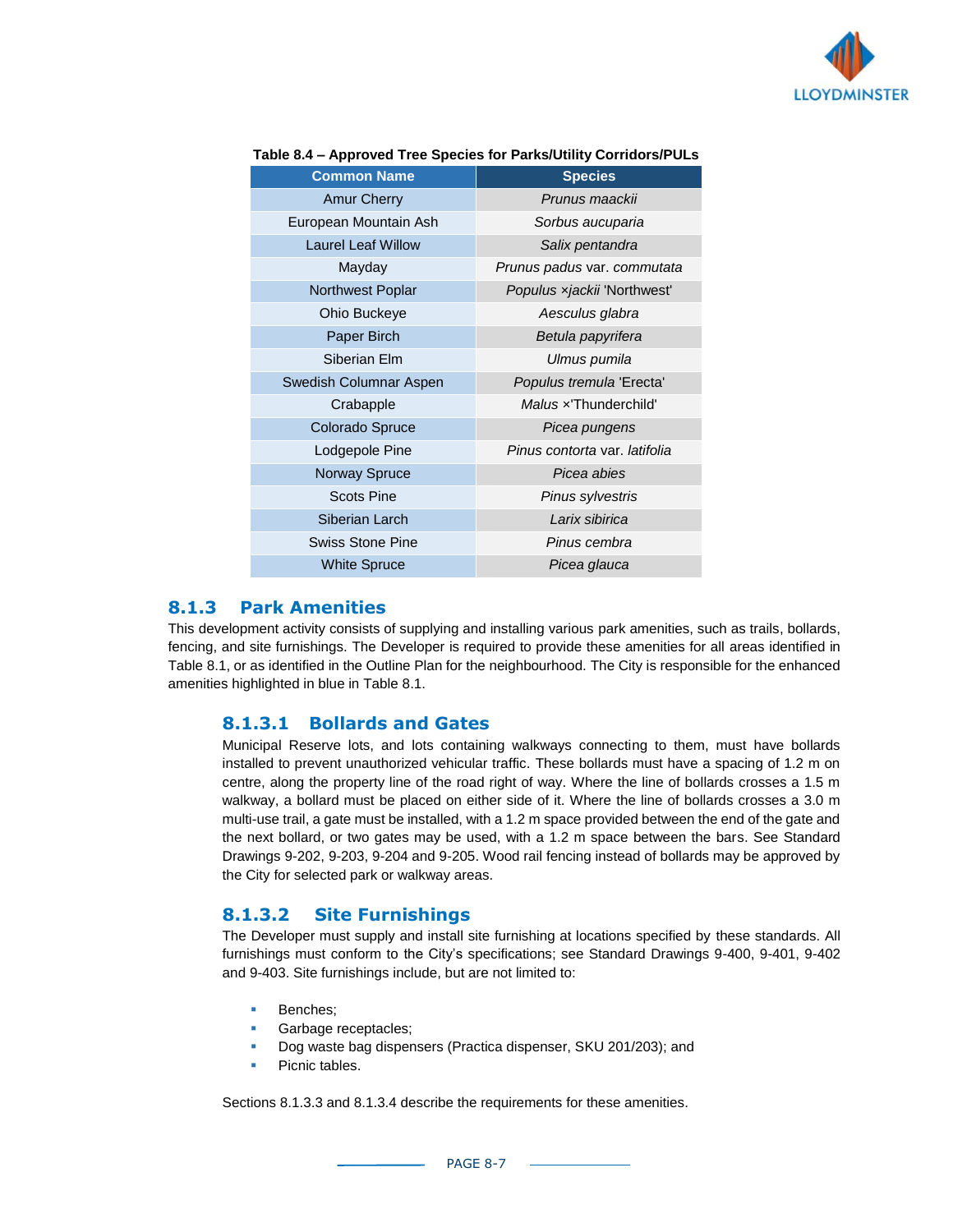**Table 8.4 – Approved Tree Species for Parks/Utility Corridors/PULs**

| Common Name | Species |
|---|---|
| Amur Cherry | *Prunus maackii* |
| European Mountain Ash | *Sorbus aucuparia* |
| Laurel Leaf Willow | *Salix pentandra* |
| Mayday | *Prunus padus* var. *commutata* |
| Northwest Poplar | *Populus ×jackii* 'Northwest' |
| Ohio Buckeye | *Aesculus glabra* |
| Paper Birch | *Betula papyrifera* |
| Siberian Elm | *Ulmus pumila* |
| Swedish Columnar Aspen | *Populus tremula* 'Erecta' |
| Crabapple | *Malus* ×'Thunderchild' |
| Colorado Spruce | *Picea pungens* |
| Lodgepole Pine | *Pinus contorta* var. *latifolia* |
| Norway Spruce | *Picea abies* |
| Scots Pine | *Pinus sylvestris* |
| Siberian Larch | *Larix sibirica* |
| Swiss Stone Pine | *Pinus cembra* |
| White Spruce | *Picea glauca* |

### 8.1.3 Park Amenities

This development activity consists of supplying and installing various park amenities, such as trails, bollards, fencing, and site furnishings. The Developer is required to provide these amenities for all areas identified in Table 8.1, or as identified in the Outline Plan for the neighbourhood. The City is responsible for the enhanced amenities highlighted in blue in Table 8.1.

#### 8.1.3.1 Bollards and Gates

Municipal Reserve lots, and lots containing walkways connecting to them, must have bollards installed to prevent unauthorized vehicular traffic. These bollards must have a spacing of 1.2 m on centre, along the property line of the road right of way. Where the line of bollards crosses a 1.5 m walkway, a bollard must be placed on either side of it. Where the line of bollards crosses a 3.0 m multi-use trail, a gate must be installed, with a 1.2 m space provided between the end of the gate and the next bollard, or two gates may be used, with a 1.2 m space between the bars. See Standard Drawings 9-202, 9-203, 9-204 and 9-205. Wood rail fencing instead of bollards may be approved by the City for selected park or walkway areas.

#### 8.1.3.2 Site Furnishings

The Developer must supply and install site furnishing at locations specified by these standards. All furnishings must conform to the City's specifications; see Standard Drawings 9-400, 9-401, 9-402 and 9-403. Site furnishings include, but are not limited to:

- Benches;
- Garbage receptacles;
- Dog waste bag dispensers (Practica dispenser, SKU 201/203); and
- Picnic tables.

Sections 8.1.3.3 and 8.1.3.4 describe the requirements for these amenities.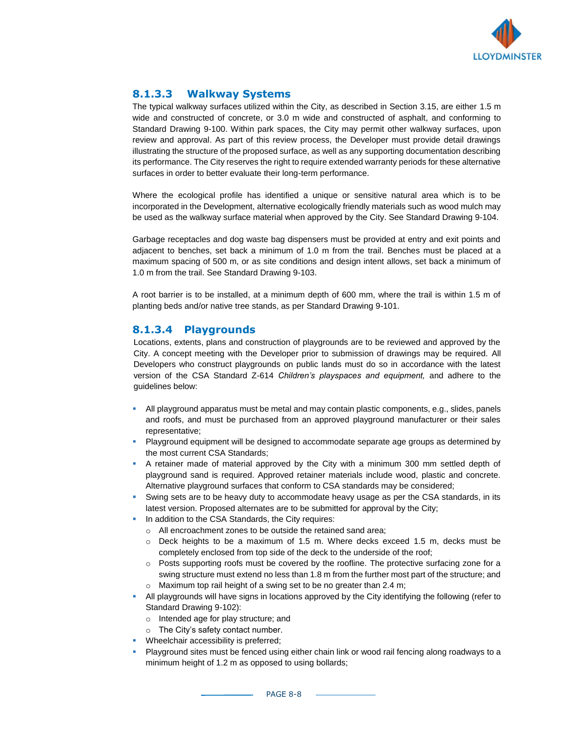#### 8.1.3.3 Walkway Systems

The typical walkway surfaces utilized within the City, as described in Section 3.15, are either 1.5 m wide and constructed of concrete, or 3.0 m wide and constructed of asphalt, and conforming to Standard Drawing 9-100. Within park spaces, the City may permit other walkway surfaces, upon review and approval. As part of this review process, the Developer must provide detail drawings illustrating the structure of the proposed surface, as well as any supporting documentation describing its performance. The City reserves the right to require extended warranty periods for these alternative surfaces in order to better evaluate their long-term performance.

Where the ecological profile has identified a unique or sensitive natural area which is to be incorporated in the Development, alternative ecologically friendly materials such as wood mulch may be used as the walkway surface material when approved by the City. See Standard Drawing 9-104.

Garbage receptacles and dog waste bag dispensers must be provided at entry and exit points and adjacent to benches, set back a minimum of 1.0 m from the trail. Benches must be placed at a maximum spacing of 500 m, or as site conditions and design intent allows, set back a minimum of 1.0 m from the trail. See Standard Drawing 9-103.

A root barrier is to be installed, at a minimum depth of 600 mm, where the trail is within 1.5 m of planting beds and/or native tree stands, as per Standard Drawing 9-101.

#### 8.1.3.4 Playgrounds

Locations, extents, plans and construction of playgrounds are to be reviewed and approved by the City. A concept meeting with the Developer prior to submission of drawings may be required. All Developers who construct playgrounds on public lands must do so in accordance with the latest version of the CSA Standard Z-614 *Children's playspaces and equipment,* and adhere to the guidelines below:

- All playground apparatus must be metal and may contain plastic components, e.g., slides, panels and roofs, and must be purchased from an approved playground manufacturer or their sales representative;
- Playground equipment will be designed to accommodate separate age groups as determined by the most current CSA Standards;
- A retainer made of material approved by the City with a minimum 300 mm settled depth of playground sand is required. Approved retainer materials include wood, plastic and concrete. Alternative playground surfaces that conform to CSA standards may be considered;
- Swing sets are to be heavy duty to accommodate heavy usage as per the CSA standards, in its latest version. Proposed alternates are to be submitted for approval by the City;
- In addition to the CSA Standards, the City requires:
  - All encroachment zones to be outside the retained sand area;
  - Deck heights to be a maximum of 1.5 m. Where decks exceed 1.5 m, decks must be completely enclosed from top side of the deck to the underside of the roof;
  - Posts supporting roofs must be covered by the roofline. The protective surfacing zone for a swing structure must extend no less than 1.8 m from the further most part of the structure; and
  - Maximum top rail height of a swing set to be no greater than 2.4 m;
- All playgrounds will have signs in locations approved by the City identifying the following (refer to Standard Drawing 9-102):
  - Intended age for play structure; and
  - The City's safety contact number.
- Wheelchair accessibility is preferred;
- Playground sites must be fenced using either chain link or wood rail fencing along roadways to a minimum height of 1.2 m as opposed to using bollards;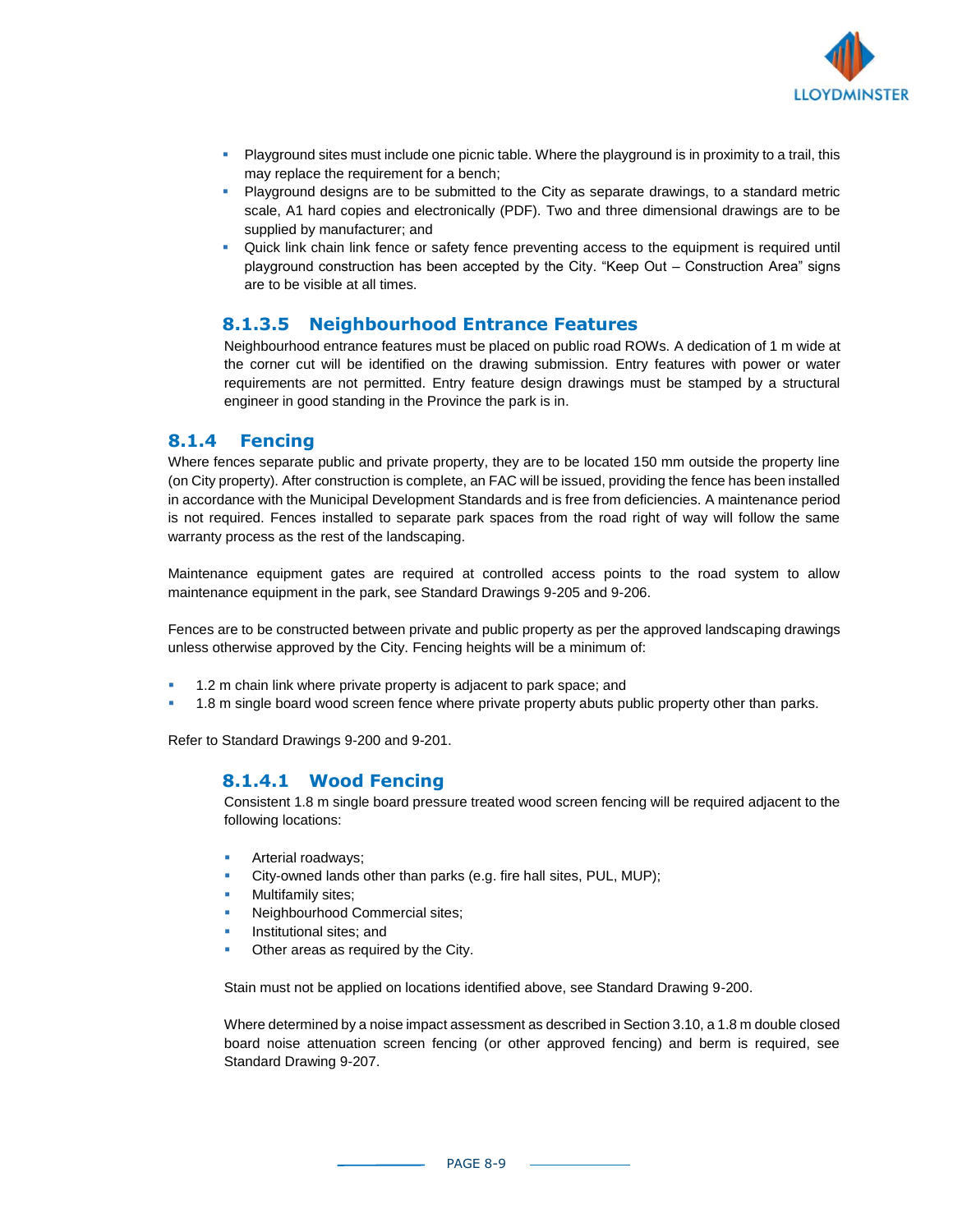- Playground sites must include one picnic table. Where the playground is in proximity to a trail, this may replace the requirement for a bench;
- Playground designs are to be submitted to the City as separate drawings, to a standard metric scale, A1 hard copies and electronically (PDF). Two and three dimensional drawings are to be supplied by manufacturer; and
- Quick link chain link fence or safety fence preventing access to the equipment is required until playground construction has been accepted by the City. "Keep Out – Construction Area" signs are to be visible at all times.

#### 8.1.3.5 Neighbourhood Entrance Features

Neighbourhood entrance features must be placed on public road ROWs. A dedication of 1 m wide at the corner cut will be identified on the drawing submission. Entry features with power or water requirements are not permitted. Entry feature design drawings must be stamped by a structural engineer in good standing in the Province the park is in.

### 8.1.4 Fencing

Where fences separate public and private property, they are to be located 150 mm outside the property line (on City property). After construction is complete, an FAC will be issued, providing the fence has been installed in accordance with the Municipal Development Standards and is free from deficiencies. A maintenance period is not required. Fences installed to separate park spaces from the road right of way will follow the same warranty process as the rest of the landscaping.

Maintenance equipment gates are required at controlled access points to the road system to allow maintenance equipment in the park, see Standard Drawings 9-205 and 9-206.

Fences are to be constructed between private and public property as per the approved landscaping drawings unless otherwise approved by the City. Fencing heights will be a minimum of:

- 1.2 m chain link where private property is adjacent to park space; and
- 1.8 m single board wood screen fence where private property abuts public property other than parks.

Refer to Standard Drawings 9-200 and 9-201.

#### 8.1.4.1 Wood Fencing

Consistent 1.8 m single board pressure treated wood screen fencing will be required adjacent to the following locations:

- Arterial roadways;
- City-owned lands other than parks (e.g. fire hall sites, PUL, MUP);
- Multifamily sites;
- Neighbourhood Commercial sites;
- Institutional sites; and
- Other areas as required by the City.

Stain must not be applied on locations identified above, see Standard Drawing 9-200.

Where determined by a noise impact assessment as described in Section 3.10, a 1.8 m double closed board noise attenuation screen fencing (or other approved fencing) and berm is required, see Standard Drawing 9-207.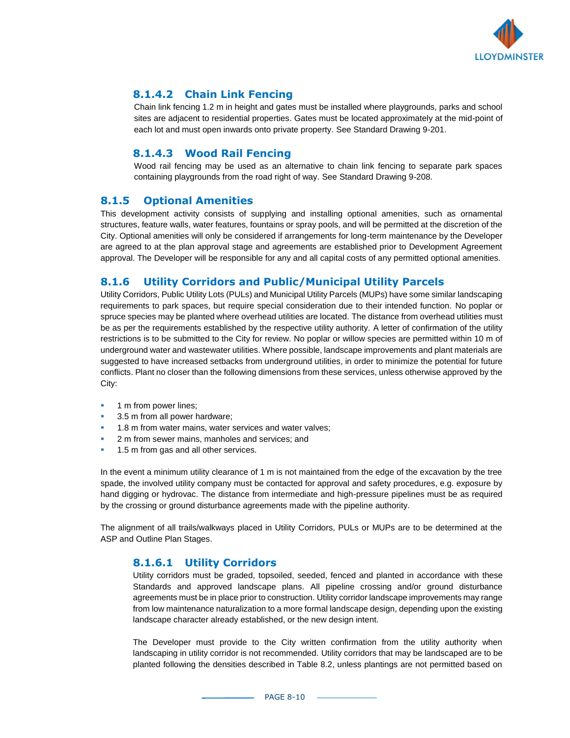#### 8.1.4.2 Chain Link Fencing

Chain link fencing 1.2 m in height and gates must be installed where playgrounds, parks and school sites are adjacent to residential properties. Gates must be located approximately at the mid-point of each lot and must open inwards onto private property. See Standard Drawing 9-201.

#### 8.1.4.3 Wood Rail Fencing

Wood rail fencing may be used as an alternative to chain link fencing to separate park spaces containing playgrounds from the road right of way. See Standard Drawing 9-208.

### 8.1.5 Optional Amenities

This development activity consists of supplying and installing optional amenities, such as ornamental structures, feature walls, water features, fountains or spray pools, and will be permitted at the discretion of the City. Optional amenities will only be considered if arrangements for long-term maintenance by the Developer are agreed to at the plan approval stage and agreements are established prior to Development Agreement approval. The Developer will be responsible for any and all capital costs of any permitted optional amenities.

### 8.1.6 Utility Corridors and Public/Municipal Utility Parcels

Utility Corridors, Public Utility Lots (PULs) and Municipal Utility Parcels (MUPs) have some similar landscaping requirements to park spaces, but require special consideration due to their intended function. No poplar or spruce species may be planted where overhead utilities are located. The distance from overhead utilities must be as per the requirements established by the respective utility authority. A letter of confirmation of the utility restrictions is to be submitted to the City for review. No poplar or willow species are permitted within 10 m of underground water and wastewater utilities. Where possible, landscape improvements and plant materials are suggested to have increased setbacks from underground utilities, in order to minimize the potential for future conflicts. Plant no closer than the following dimensions from these services, unless otherwise approved by the City:

- 1 m from power lines;
- 3.5 m from all power hardware;
- 1.8 m from water mains, water services and water valves;
- 2 m from sewer mains, manholes and services; and
- 1.5 m from gas and all other services.

In the event a minimum utility clearance of 1 m is not maintained from the edge of the excavation by the tree spade, the involved utility company must be contacted for approval and safety procedures, e.g. exposure by hand digging or hydrovac. The distance from intermediate and high-pressure pipelines must be as required by the crossing or ground disturbance agreements made with the pipeline authority.

The alignment of all trails/walkways placed in Utility Corridors, PULs or MUPs are to be determined at the ASP and Outline Plan Stages.

#### 8.1.6.1 Utility Corridors

Utility corridors must be graded, topsoiled, seeded, fenced and planted in accordance with these Standards and approved landscape plans. All pipeline crossing and/or ground disturbance agreements must be in place prior to construction. Utility corridor landscape improvements may range from low maintenance naturalization to a more formal landscape design, depending upon the existing landscape character already established, or the new design intent.

The Developer must provide to the City written confirmation from the utility authority when landscaping in utility corridor is not recommended. Utility corridors that may be landscaped are to be planted following the densities described in Table 8.2, unless plantings are not permitted based on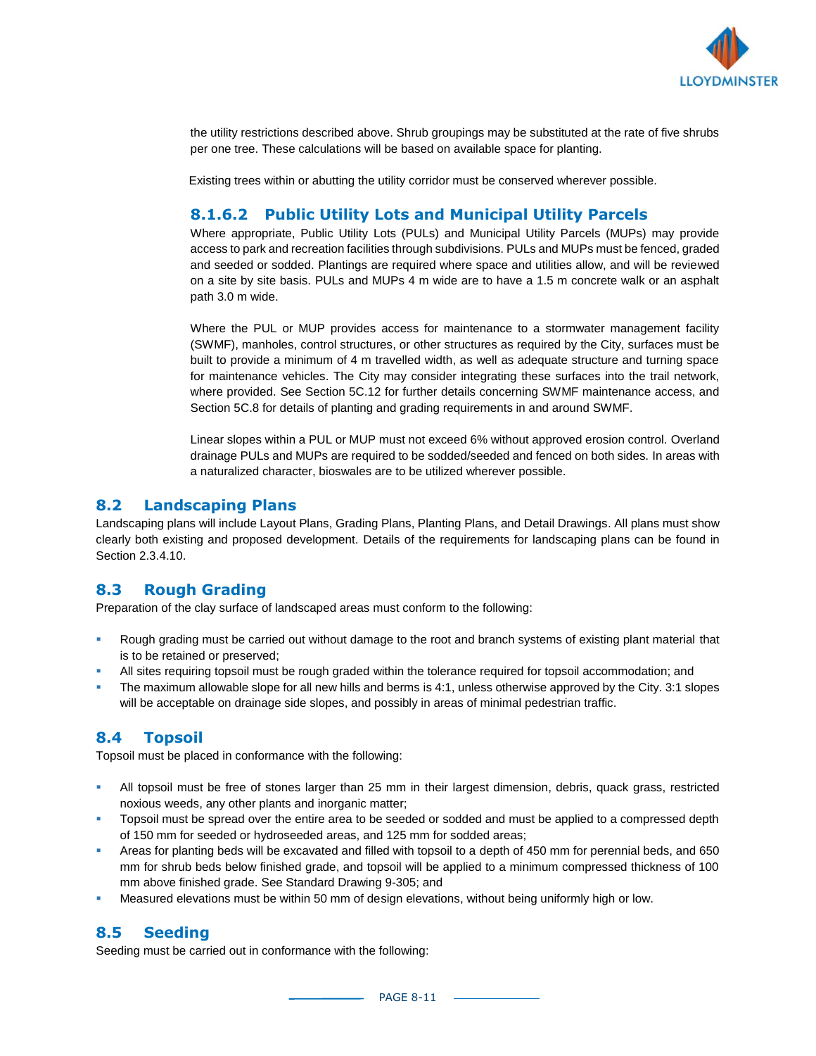the utility restrictions described above. Shrub groupings may be substituted at the rate of five shrubs per one tree. These calculations will be based on available space for planting.

Existing trees within or abutting the utility corridor must be conserved wherever possible.

#### 8.1.6.2 Public Utility Lots and Municipal Utility Parcels

Where appropriate, Public Utility Lots (PULs) and Municipal Utility Parcels (MUPs) may provide access to park and recreation facilities through subdivisions. PULs and MUPs must be fenced, graded and seeded or sodded. Plantings are required where space and utilities allow, and will be reviewed on a site by site basis. PULs and MUPs 4 m wide are to have a 1.5 m concrete walk or an asphalt path 3.0 m wide.

Where the PUL or MUP provides access for maintenance to a stormwater management facility (SWMF), manholes, control structures, or other structures as required by the City, surfaces must be built to provide a minimum of 4 m travelled width, as well as adequate structure and turning space for maintenance vehicles. The City may consider integrating these surfaces into the trail network, where provided. See Section 5C.12 for further details concerning SWMF maintenance access, and Section 5C.8 for details of planting and grading requirements in and around SWMF.

Linear slopes within a PUL or MUP must not exceed 6% without approved erosion control. Overland drainage PULs and MUPs are required to be sodded/seeded and fenced on both sides. In areas with a naturalized character, bioswales are to be utilized wherever possible.

## 8.2 Landscaping Plans

Landscaping plans will include Layout Plans, Grading Plans, Planting Plans, and Detail Drawings. All plans must show clearly both existing and proposed development. Details of the requirements for landscaping plans can be found in Section 2.3.4.10.

## 8.3 Rough Grading

Preparation of the clay surface of landscaped areas must conform to the following:

- Rough grading must be carried out without damage to the root and branch systems of existing plant material that is to be retained or preserved;
- All sites requiring topsoil must be rough graded within the tolerance required for topsoil accommodation; and
- The maximum allowable slope for all new hills and berms is 4:1, unless otherwise approved by the City. 3:1 slopes will be acceptable on drainage side slopes, and possibly in areas of minimal pedestrian traffic.

## 8.4 Topsoil

Topsoil must be placed in conformance with the following:

- All topsoil must be free of stones larger than 25 mm in their largest dimension, debris, quack grass, restricted noxious weeds, any other plants and inorganic matter;
- Topsoil must be spread over the entire area to be seeded or sodded and must be applied to a compressed depth of 150 mm for seeded or hydroseeded areas, and 125 mm for sodded areas;
- Areas for planting beds will be excavated and filled with topsoil to a depth of 450 mm for perennial beds, and 650 mm for shrub beds below finished grade, and topsoil will be applied to a minimum compressed thickness of 100 mm above finished grade. See Standard Drawing 9-305; and
- Measured elevations must be within 50 mm of design elevations, without being uniformly high or low.

## 8.5 Seeding

Seeding must be carried out in conformance with the following: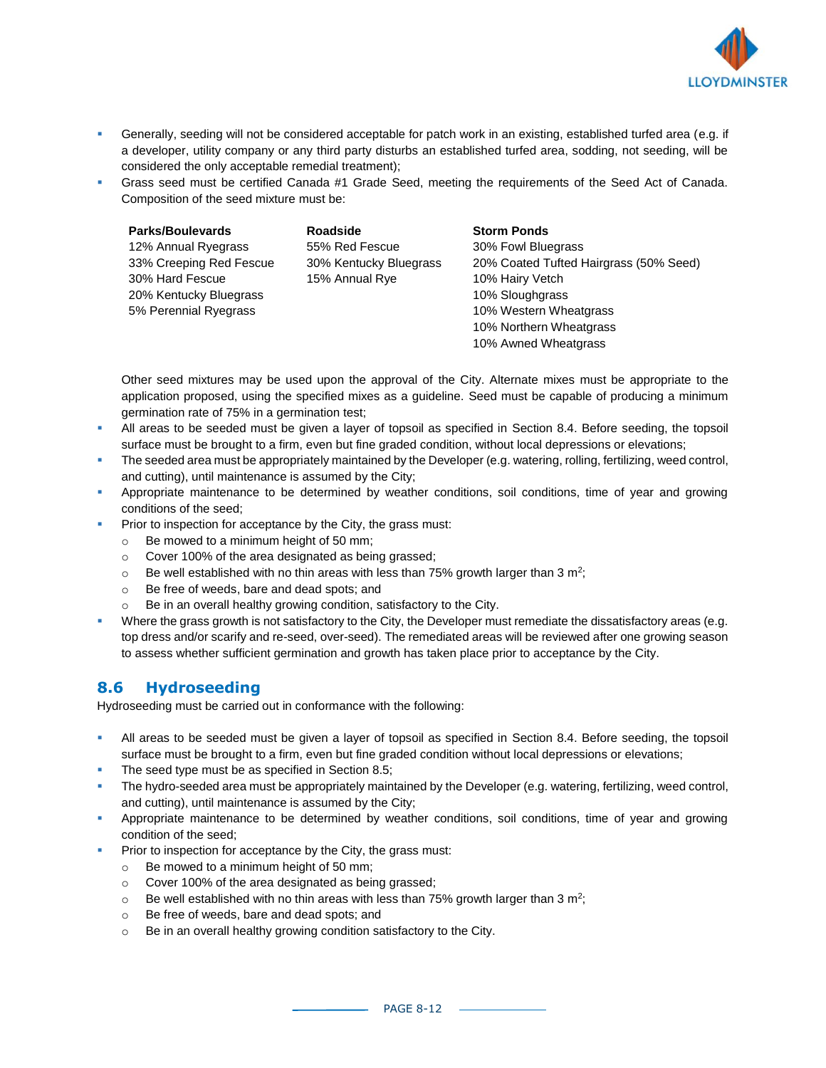- Generally, seeding will not be considered acceptable for patch work in an existing, established turfed area (e.g. if a developer, utility company or any third party disturbs an established turfed area, sodding, not seeding, will be considered the only acceptable remedial treatment);
- Grass seed must be certified Canada #1 Grade Seed, meeting the requirements of the Seed Act of Canada. Composition of the seed mixture must be:

| Parks/Boulevards | Roadside | Storm Ponds |
|---|---|---|
| 12% Annual Ryegrass | 55% Red Fescue | 30% Fowl Bluegrass |
| 33% Creeping Red Fescue | 30% Kentucky Bluegrass | 20% Coated Tufted Hairgrass (50% Seed) |
| 30% Hard Fescue | 15% Annual Rye | 10% Hairy Vetch |
| 20% Kentucky Bluegrass | | 10% Sloughgrass |
| 5% Perennial Ryegrass | | 10% Western Wheatgrass |
| | | 10% Northern Wheatgrass |
| | | 10% Awned Wheatgrass |

  Other seed mixtures may be used upon the approval of the City. Alternate mixes must be appropriate to the application proposed, using the specified mixes as a guideline. Seed must be capable of producing a minimum germination rate of 75% in a germination test;
- All areas to be seeded must be given a layer of topsoil as specified in Section 8.4. Before seeding, the topsoil surface must be brought to a firm, even but fine graded condition, without local depressions or elevations;
- The seeded area must be appropriately maintained by the Developer (e.g. watering, rolling, fertilizing, weed control, and cutting), until maintenance is assumed by the City;
- Appropriate maintenance to be determined by weather conditions, soil conditions, time of year and growing conditions of the seed;
- Prior to inspection for acceptance by the City, the grass must:
  - Be mowed to a minimum height of 50 mm;
  - Cover 100% of the area designated as being grassed;
  - Be well established with no thin areas with less than 75% growth larger than 3 $m^2$;
  - Be free of weeds, bare and dead spots; and
  - Be in an overall healthy growing condition, satisfactory to the City.
- Where the grass growth is not satisfactory to the City, the Developer must remediate the dissatisfactory areas (e.g. top dress and/or scarify and re-seed, over-seed). The remediated areas will be reviewed after one growing season to assess whether sufficient germination and growth has taken place prior to acceptance by the City.

## 8.6 Hydroseeding

Hydroseeding must be carried out in conformance with the following:

- All areas to be seeded must be given a layer of topsoil as specified in Section 8.4. Before seeding, the topsoil surface must be brought to a firm, even but fine graded condition without local depressions or elevations;
- The seed type must be as specified in Section 8.5;
- The hydro-seeded area must be appropriately maintained by the Developer (e.g. watering, fertilizing, weed control, and cutting), until maintenance is assumed by the City;
- Appropriate maintenance to be determined by weather conditions, soil conditions, time of year and growing condition of the seed;
- Prior to inspection for acceptance by the City, the grass must:
  - Be mowed to a minimum height of 50 mm;
  - Cover 100% of the area designated as being grassed;
  - Be well established with no thin areas with less than 75% growth larger than 3 $m^2$;
  - Be free of weeds, bare and dead spots; and
  - Be in an overall healthy growing condition satisfactory to the City.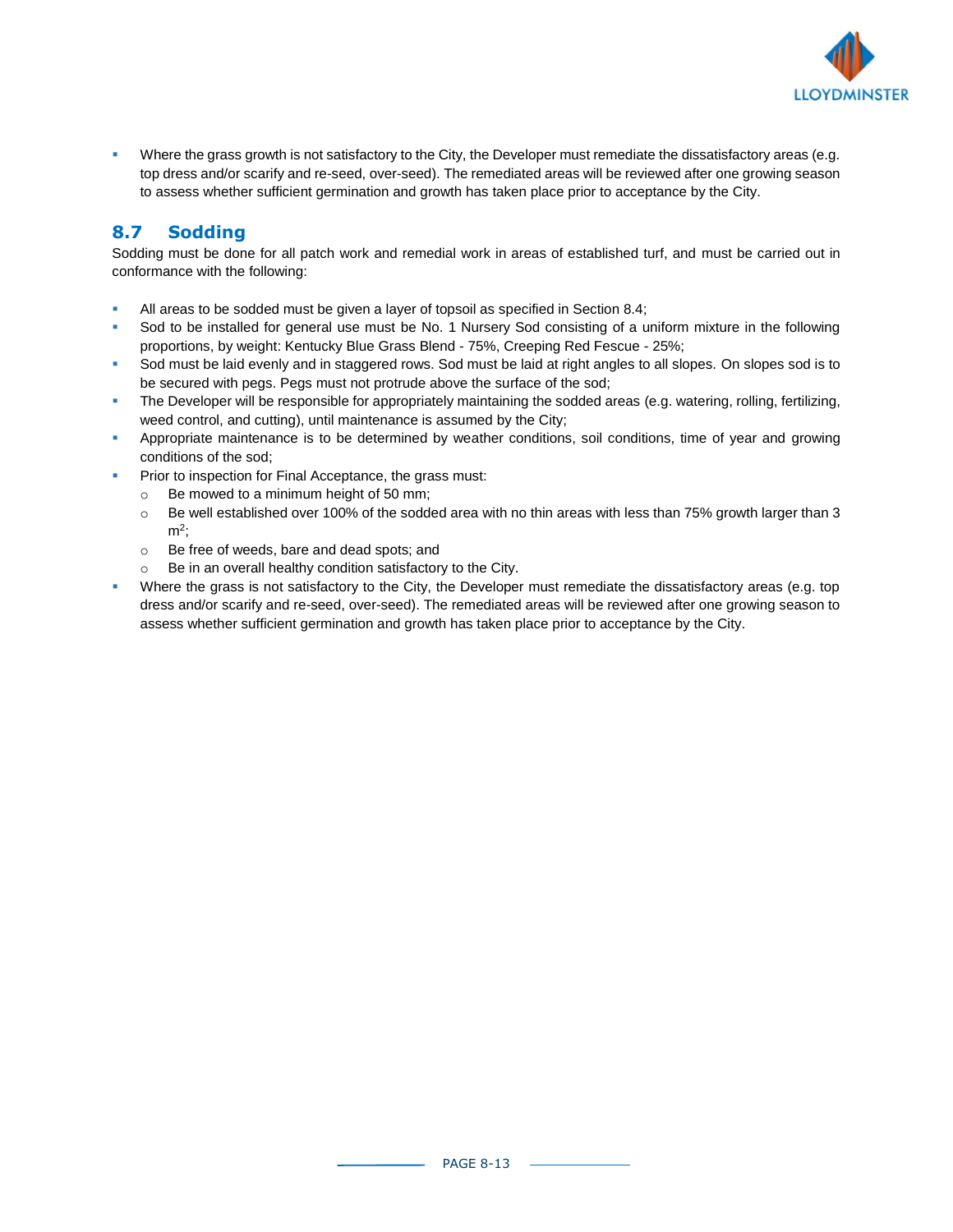- Where the grass growth is not satisfactory to the City, the Developer must remediate the dissatisfactory areas (e.g. top dress and/or scarify and re-seed, over-seed). The remediated areas will be reviewed after one growing season to assess whether sufficient germination and growth has taken place prior to acceptance by the City.

## 8.7 Sodding

Sodding must be done for all patch work and remedial work in areas of established turf, and must be carried out in conformance with the following:

- All areas to be sodded must be given a layer of topsoil as specified in Section 8.4;
- Sod to be installed for general use must be No. 1 Nursery Sod consisting of a uniform mixture in the following proportions, by weight: Kentucky Blue Grass Blend - 75%, Creeping Red Fescue - 25%;
- Sod must be laid evenly and in staggered rows. Sod must be laid at right angles to all slopes. On slopes sod is to be secured with pegs. Pegs must not protrude above the surface of the sod;
- The Developer will be responsible for appropriately maintaining the sodded areas (e.g. watering, rolling, fertilizing, weed control, and cutting), until maintenance is assumed by the City;
- Appropriate maintenance is to be determined by weather conditions, soil conditions, time of year and growing conditions of the sod;
- Prior to inspection for Final Acceptance, the grass must:
  - Be mowed to a minimum height of 50 mm;
  - Be well established over 100% of the sodded area with no thin areas with less than 75% growth larger than 3 $m^2$;
  - Be free of weeds, bare and dead spots; and
  - Be in an overall healthy condition satisfactory to the City.
- Where the grass is not satisfactory to the City, the Developer must remediate the dissatisfactory areas (e.g. top dress and/or scarify and re-seed, over-seed). The remediated areas will be reviewed after one growing season to assess whether sufficient germination and growth has taken place prior to acceptance by the City.